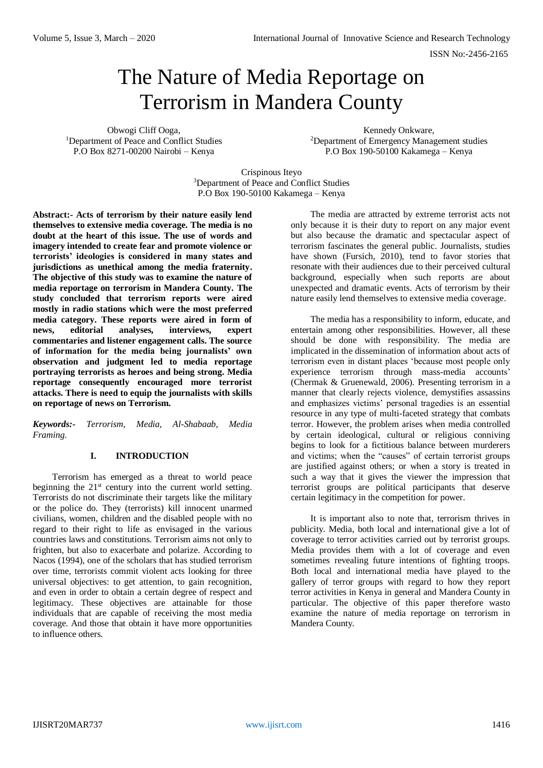# The Nature of Media Reportage on Terrorism in Mandera County

Obwogi Cliff Ooga,
[1]Department of Peace and Conflict Studies
P.O Box 8271-00200 Nairobi – Kenya

Kennedy Onkware,
[2]Department of Emergency Management studies
P.O Box 190-50100 Kakamega – Kenya

Crispinous Iteyo
[3]Department of Peace and Conflict Studies
P.O Box 190-50100 Kakamega – Kenya

**Abstract:- Acts of terrorism by their nature easily lend themselves to extensive media coverage. The media is no doubt at the heart of this issue. The use of words and imagery intended to create fear and promote violence or terrorists' ideologies is considered in many states and jurisdictions as unethical among the media fraternity. The objective of this study was to examine the nature of media reportage on terrorism in Mandera County. The study concluded that terrorism reports were aired mostly in radio stations which were the most preferred media category. These reports were aired in form of news, editorial analyses, interviews, expert commentaries and listener engagement calls. The source of information for the media being journalists' own observation and judgment led to media reportage portraying terrorists as heroes and being strong. Media reportage consequently encouraged more terrorist attacks. There is need to equip the journalists with skills on reportage of news on Terrorism.**

***Keywords:-** Terrorism, Media, Al-Shabaab, Media Framing.*

## I. INTRODUCTION

Terrorism has emerged as a threat to world peace beginning the 21st century into the current world setting. Terrorists do not discriminate their targets like the military or the police do. They (terrorists) kill innocent unarmed civilians, women, children and the disabled people with no regard to their right to life as envisaged in the various countries laws and constitutions. Terrorism aims not only to frighten, but also to exacerbate and polarize. According to Nacos (1994), one of the scholars that has studied terrorism over time, terrorists commit violent acts looking for three universal objectives: to get attention, to gain recognition, and even in order to obtain a certain degree of respect and legitimacy. These objectives are attainable for those individuals that are capable of receiving the most media coverage. And those that obtain it have more opportunities to influence others.

The media are attracted by extreme terrorist acts not only because it is their duty to report on any major event but also because the dramatic and spectacular aspect of terrorism fascinates the general public. Journalists, studies have shown (Fursich, 2010), tend to favor stories that resonate with their audiences due to their perceived cultural background, especially when such reports are about unexpected and dramatic events. Acts of terrorism by their nature easily lend themselves to extensive media coverage.

The media has a responsibility to inform, educate, and entertain among other responsibilities. However, all these should be done with responsibility. The media are implicated in the dissemination of information about acts of terrorism even in distant places 'because most people only experience terrorism through mass-media accounts' (Chermak & Gruenewald, 2006). Presenting terrorism in a manner that clearly rejects violence, demystifies assassins and emphasizes victims' personal tragedies is an essential resource in any type of multi-faceted strategy that combats terror. However, the problem arises when media controlled by certain ideological, cultural or religious conniving begins to look for a fictitious balance between murderers and victims; when the "causes" of certain terrorist groups are justified against others; or when a story is treated in such a way that it gives the viewer the impression that terrorist groups are political participants that deserve certain legitimacy in the competition for power.

It is important also to note that, terrorism thrives in publicity. Media, both local and international give a lot of coverage to terror activities carried out by terrorist groups. Media provides them with a lot of coverage and even sometimes revealing future intentions of fighting troops. Both local and international media have played to the gallery of terror groups with regard to how they report terror activities in Kenya in general and Mandera County in particular. The objective of this paper therefore wasto examine the nature of media reportage on terrorism in Mandera County.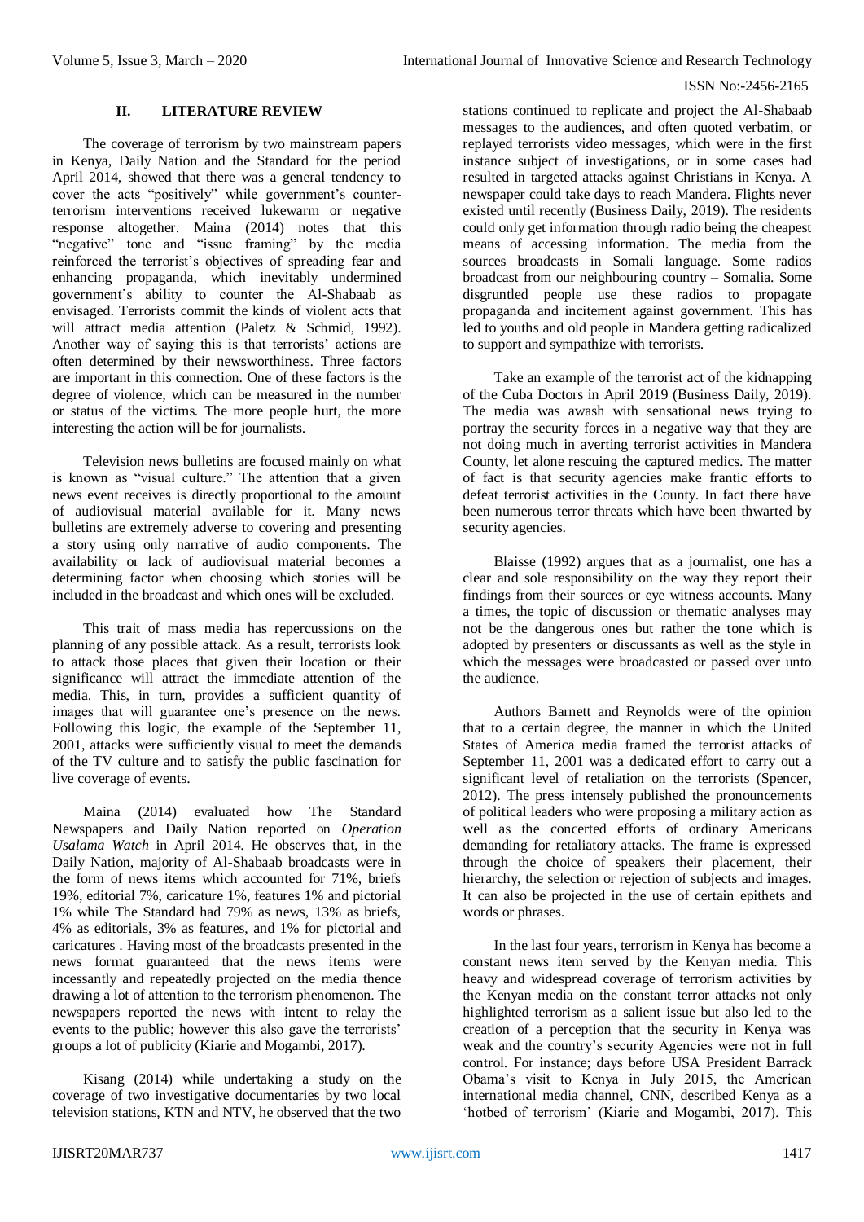## II. LITERATURE REVIEW

The coverage of terrorism by two mainstream papers in Kenya, Daily Nation and the Standard for the period April 2014, showed that there was a general tendency to cover the acts "positively" while government's counter-terrorism interventions received lukewarm or negative response altogether. Maina (2014) notes that this "negative" tone and "issue framing" by the media reinforced the terrorist's objectives of spreading fear and enhancing propaganda, which inevitably undermined government's ability to counter the Al-Shabaab as envisaged. Terrorists commit the kinds of violent acts that will attract media attention (Paletz & Schmid, 1992). Another way of saying this is that terrorists' actions are often determined by their newsworthiness. Three factors are important in this connection. One of these factors is the degree of violence, which can be measured in the number or status of the victims. The more people hurt, the more interesting the action will be for journalists.

Television news bulletins are focused mainly on what is known as "visual culture." The attention that a given news event receives is directly proportional to the amount of audiovisual material available for it. Many news bulletins are extremely adverse to covering and presenting a story using only narrative of audio components. The availability or lack of audiovisual material becomes a determining factor when choosing which stories will be included in the broadcast and which ones will be excluded.

This trait of mass media has repercussions on the planning of any possible attack. As a result, terrorists look to attack those places that given their location or their significance will attract the immediate attention of the media. This, in turn, provides a sufficient quantity of images that will guarantee one's presence on the news. Following this logic, the example of the September 11, 2001, attacks were sufficiently visual to meet the demands of the TV culture and to satisfy the public fascination for live coverage of events.

Maina (2014) evaluated how The Standard Newspapers and Daily Nation reported on *Operation Usalama Watch* in April 2014. He observes that, in the Daily Nation, majority of Al-Shabaab broadcasts were in the form of news items which accounted for 71%, briefs 19%, editorial 7%, caricature 1%, features 1% and pictorial 1% while The Standard had 79% as news, 13% as briefs, 4% as editorials, 3% as features, and 1% for pictorial and caricatures . Having most of the broadcasts presented in the news format guaranteed that the news items were incessantly and repeatedly projected on the media thence drawing a lot of attention to the terrorism phenomenon. The newspapers reported the news with intent to relay the events to the public; however this also gave the terrorists' groups a lot of publicity (Kiarie and Mogambi, 2017).

Kisang (2014) while undertaking a study on the coverage of two investigative documentaries by two local television stations, KTN and NTV, he observed that the two stations continued to replicate and project the Al-Shabaab messages to the audiences, and often quoted verbatim, or replayed terrorists video messages, which were in the first instance subject of investigations, or in some cases had resulted in targeted attacks against Christians in Kenya. A newspaper could take days to reach Mandera. Flights never existed until recently (Business Daily, 2019). The residents could only get information through radio being the cheapest means of accessing information. The media from the sources broadcasts in Somali language. Some radios broadcast from our neighbouring country – Somalia. Some disgruntled people use these radios to propagate propaganda and incitement against government. This has led to youths and old people in Mandera getting radicalized to support and sympathize with terrorists.

Take an example of the terrorist act of the kidnapping of the Cuba Doctors in April 2019 (Business Daily, 2019). The media was awash with sensational news trying to portray the security forces in a negative way that they are not doing much in averting terrorist activities in Mandera County, let alone rescuing the captured medics. The matter of fact is that security agencies make frantic efforts to defeat terrorist activities in the County. In fact there have been numerous terror threats which have been thwarted by security agencies.

Blaisse (1992) argues that as a journalist, one has a clear and sole responsibility on the way they report their findings from their sources or eye witness accounts. Many a times, the topic of discussion or thematic analyses may not be the dangerous ones but rather the tone which is adopted by presenters or discussants as well as the style in which the messages were broadcasted or passed over unto the audience.

Authors Barnett and Reynolds were of the opinion that to a certain degree, the manner in which the United States of America media framed the terrorist attacks of September 11, 2001 was a dedicated effort to carry out a significant level of retaliation on the terrorists (Spencer, 2012). The press intensely published the pronouncements of political leaders who were proposing a military action as well as the concerted efforts of ordinary Americans demanding for retaliatory attacks. The frame is expressed through the choice of speakers their placement, their hierarchy, the selection or rejection of subjects and images. It can also be projected in the use of certain epithets and words or phrases.

In the last four years, terrorism in Kenya has become a constant news item served by the Kenyan media. This heavy and widespread coverage of terrorism activities by the Kenyan media on the constant terror attacks not only highlighted terrorism as a salient issue but also led to the creation of a perception that the security in Kenya was weak and the country's security Agencies were not in full control. For instance; days before USA President Barrack Obama's visit to Kenya in July 2015, the American international media channel, CNN, described Kenya as a 'hotbed of terrorism' (Kiarie and Mogambi, 2017). This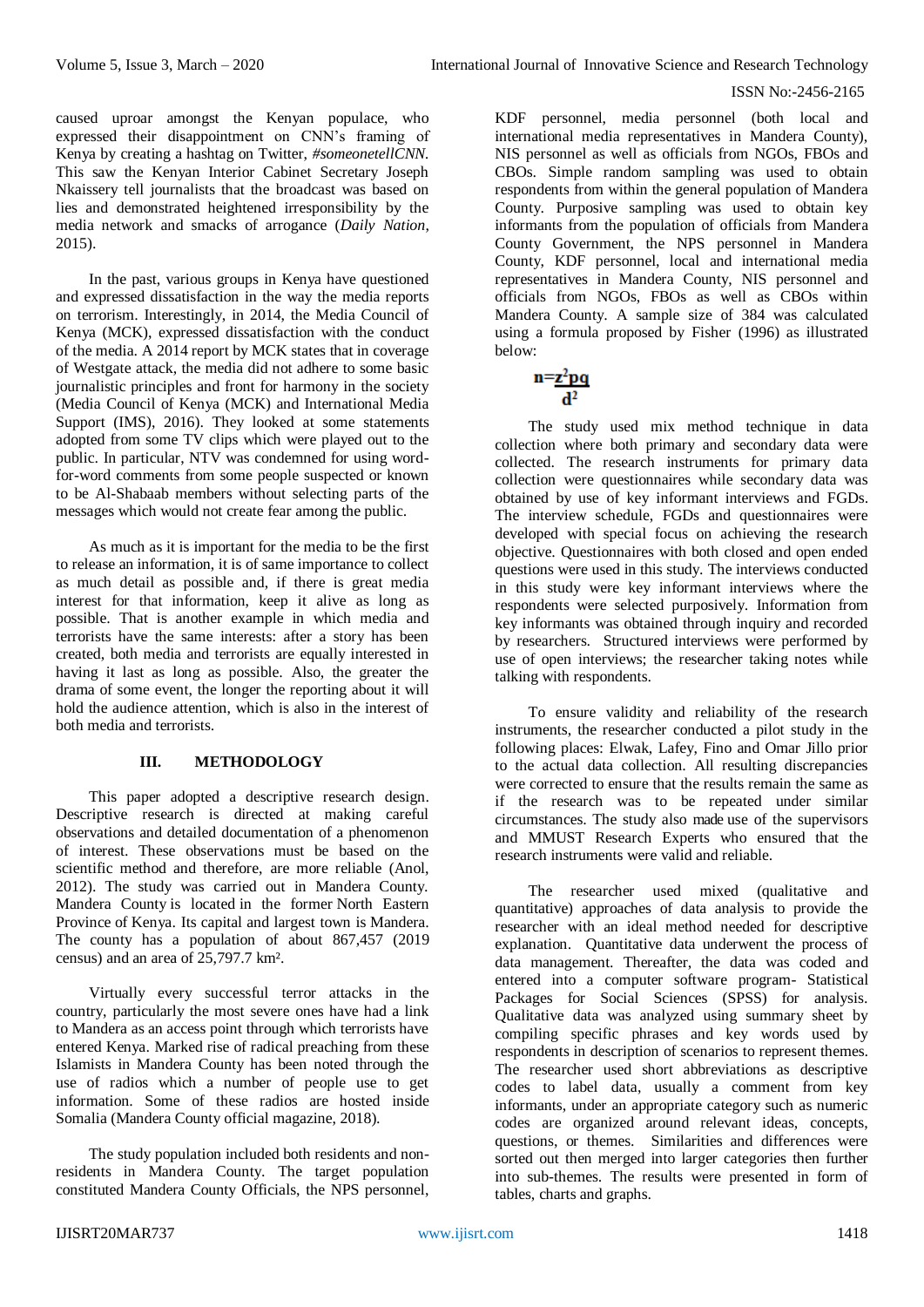caused uproar amongst the Kenyan populace, who expressed their disappointment on CNN's framing of Kenya by creating a hashtag on Twitter, *#someonetellCNN*. This saw the Kenyan Interior Cabinet Secretary Joseph Nkaissery tell journalists that the broadcast was based on lies and demonstrated heightened irresponsibility by the media network and smacks of arrogance (*Daily Nation*, 2015).

In the past, various groups in Kenya have questioned and expressed dissatisfaction in the way the media reports on terrorism. Interestingly, in 2014, the Media Council of Kenya (MCK), expressed dissatisfaction with the conduct of the media. A 2014 report by MCK states that in coverage of Westgate attack, the media did not adhere to some basic journalistic principles and front for harmony in the society (Media Council of Kenya (MCK) and International Media Support (IMS), 2016). They looked at some statements adopted from some TV clips which were played out to the public. In particular, NTV was condemned for using word-for-word comments from some people suspected or known to be Al-Shabaab members without selecting parts of the messages which would not create fear among the public.

As much as it is important for the media to be the first to release an information, it is of same importance to collect as much detail as possible and, if there is great media interest for that information, keep it alive as long as possible. That is another example in which media and terrorists have the same interests: after a story has been created, both media and terrorists are equally interested in having it last as long as possible. Also, the greater the drama of some event, the longer the reporting about it will hold the audience attention, which is also in the interest of both media and terrorists.

## III. METHODOLOGY

This paper adopted a descriptive research design. Descriptive research is directed at making careful observations and detailed documentation of a phenomenon of interest. These observations must be based on the scientific method and therefore, are more reliable (Anol, 2012). The study was carried out in Mandera County. Mandera County is located in the former North Eastern Province of Kenya. Its capital and largest town is Mandera. The county has a population of about 867,457 (2019 census) and an area of 25,797.7 km².

Virtually every successful terror attacks in the country, particularly the most severe ones have had a link to Mandera as an access point through which terrorists have entered Kenya. Marked rise of radical preaching from these Islamists in Mandera County has been noted through the use of radios which a number of people use to get information. Some of these radios are hosted inside Somalia (Mandera County official magazine, 2018).

The study population included both residents and non-residents in Mandera County. The target population constituted Mandera County Officials, the NPS personnel, KDF personnel, media personnel (both local and international media representatives in Mandera County), NIS personnel as well as officials from NGOs, FBOs and CBOs. Simple random sampling was used to obtain respondents from within the general population of Mandera County. Purposive sampling was used to obtain key informants from the population of officials from Mandera County Government, the NPS personnel in Mandera County, KDF personnel, local and international media representatives in Mandera County, NIS personnel and officials from NGOs, FBOs as well as CBOs within Mandera County. A sample size of 384 was calculated using a formula proposed by Fisher (1996) as illustrated below:

$$n = \frac{z^2pq}{d^2}$$

The study used mix method technique in data collection where both primary and secondary data were collected. The research instruments for primary data collection were questionnaires while secondary data was obtained by use of key informant interviews and FGDs. The interview schedule, FGDs and questionnaires were developed with special focus on achieving the research objective. Questionnaires with both closed and open ended questions were used in this study. The interviews conducted in this study were key informant interviews where the respondents were selected purposively. Information from key informants was obtained through inquiry and recorded by researchers. Structured interviews were performed by use of open interviews; the researcher taking notes while talking with respondents.

To ensure validity and reliability of the research instruments, the researcher conducted a pilot study in the following places: Elwak, Lafey, Fino and Omar Jillo prior to the actual data collection. All resulting discrepancies were corrected to ensure that the results remain the same as if the research was to be repeated under similar circumstances. The study also made use of the supervisors and MMUST Research Experts who ensured that the research instruments were valid and reliable.

The researcher used mixed (qualitative and quantitative) approaches of data analysis to provide the researcher with an ideal method needed for descriptive explanation. Quantitative data underwent the process of data management. Thereafter, the data was coded and entered into a computer software program- Statistical Packages for Social Sciences (SPSS) for analysis. Qualitative data was analyzed using summary sheet by compiling specific phrases and key words used by respondents in description of scenarios to represent themes. The researcher used short abbreviations as descriptive codes to label data, usually a comment from key informants, under an appropriate category such as numeric codes are organized around relevant ideas, concepts, questions, or themes. Similarities and differences were sorted out then merged into larger categories then further into sub-themes. The results were presented in form of tables, charts and graphs.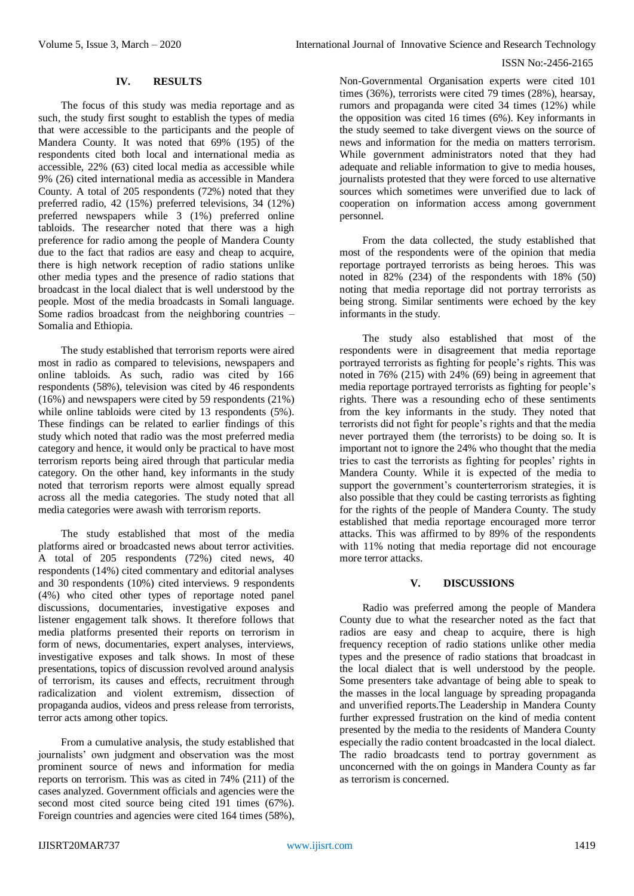## IV. RESULTS

The focus of this study was media reportage and as such, the study first sought to establish the types of media that were accessible to the participants and the people of Mandera County. It was noted that 69% (195) of the respondents cited both local and international media as accessible, 22% (63) cited local media as accessible while 9% (26) cited international media as accessible in Mandera County. A total of 205 respondents (72%) noted that they preferred radio, 42 (15%) preferred televisions, 34 (12%) preferred newspapers while 3 (1%) preferred online tabloids. The researcher noted that there was a high preference for radio among the people of Mandera County due to the fact that radios are easy and cheap to acquire, there is high network reception of radio stations unlike other media types and the presence of radio stations that broadcast in the local dialect that is well understood by the people. Most of the media broadcasts in Somali language. Some radios broadcast from the neighboring countries – Somalia and Ethiopia.

The study established that terrorism reports were aired most in radio as compared to televisions, newspapers and online tabloids. As such, radio was cited by 166 respondents (58%), television was cited by 46 respondents (16%) and newspapers were cited by 59 respondents (21%) while online tabloids were cited by 13 respondents (5%). These findings can be related to earlier findings of this study which noted that radio was the most preferred media category and hence, it would only be practical to have most terrorism reports being aired through that particular media category. On the other hand, key informants in the study noted that terrorism reports were almost equally spread across all the media categories. The study noted that all media categories were awash with terrorism reports.

The study established that most of the media platforms aired or broadcasted news about terror activities. A total of 205 respondents (72%) cited news, 40 respondents (14%) cited commentary and editorial analyses and 30 respondents (10%) cited interviews. 9 respondents (4%) who cited other types of reportage noted panel discussions, documentaries, investigative exposes and listener engagement talk shows. It therefore follows that media platforms presented their reports on terrorism in form of news, documentaries, expert analyses, interviews, investigative exposes and talk shows. In most of these presentations, topics of discussion revolved around analysis of terrorism, its causes and effects, recruitment through radicalization and violent extremism, dissection of propaganda audios, videos and press release from terrorists, terror acts among other topics.

From a cumulative analysis, the study established that journalists' own judgment and observation was the most prominent source of news and information for media reports on terrorism. This was as cited in 74% (211) of the cases analyzed. Government officials and agencies were the second most cited source being cited 191 times (67%). Foreign countries and agencies were cited 164 times (58%), Non-Governmental Organisation experts were cited 101 times (36%), terrorists were cited 79 times (28%), hearsay, rumors and propaganda were cited 34 times (12%) while the opposition was cited 16 times (6%). Key informants in the study seemed to take divergent views on the source of news and information for the media on matters terrorism. While government administrators noted that they had adequate and reliable information to give to media houses, journalists protested that they were forced to use alternative sources which sometimes were unverified due to lack of cooperation on information access among government personnel.

From the data collected, the study established that most of the respondents were of the opinion that media reportage portrayed terrorists as being heroes. This was noted in 82% (234) of the respondents with 18% (50) noting that media reportage did not portray terrorists as being strong. Similar sentiments were echoed by the key informants in the study.

The study also established that most of the respondents were in disagreement that media reportage portrayed terrorists as fighting for people's rights. This was noted in 76% (215) with 24% (69) being in agreement that media reportage portrayed terrorists as fighting for people's rights. There was a resounding echo of these sentiments from the key informants in the study. They noted that terrorists did not fight for people's rights and that the media never portrayed them (the terrorists) to be doing so. It is important not to ignore the 24% who thought that the media tries to cast the terrorists as fighting for peoples' rights in Mandera County. While it is expected of the media to support the government's counterterrorism strategies, it is also possible that they could be casting terrorists as fighting for the rights of the people of Mandera County. The study established that media reportage encouraged more terror attacks. This was affirmed to by 89% of the respondents with 11% noting that media reportage did not encourage more terror attacks.

## V. DISCUSSIONS

Radio was preferred among the people of Mandera County due to what the researcher noted as the fact that radios are easy and cheap to acquire, there is high frequency reception of radio stations unlike other media types and the presence of radio stations that broadcast in the local dialect that is well understood by the people. Some presenters take advantage of being able to speak to the masses in the local language by spreading propaganda and unverified reports.The Leadership in Mandera County further expressed frustration on the kind of media content presented by the media to the residents of Mandera County especially the radio content broadcasted in the local dialect. The radio broadcasts tend to portray government as unconcerned with the on goings in Mandera County as far as terrorism is concerned.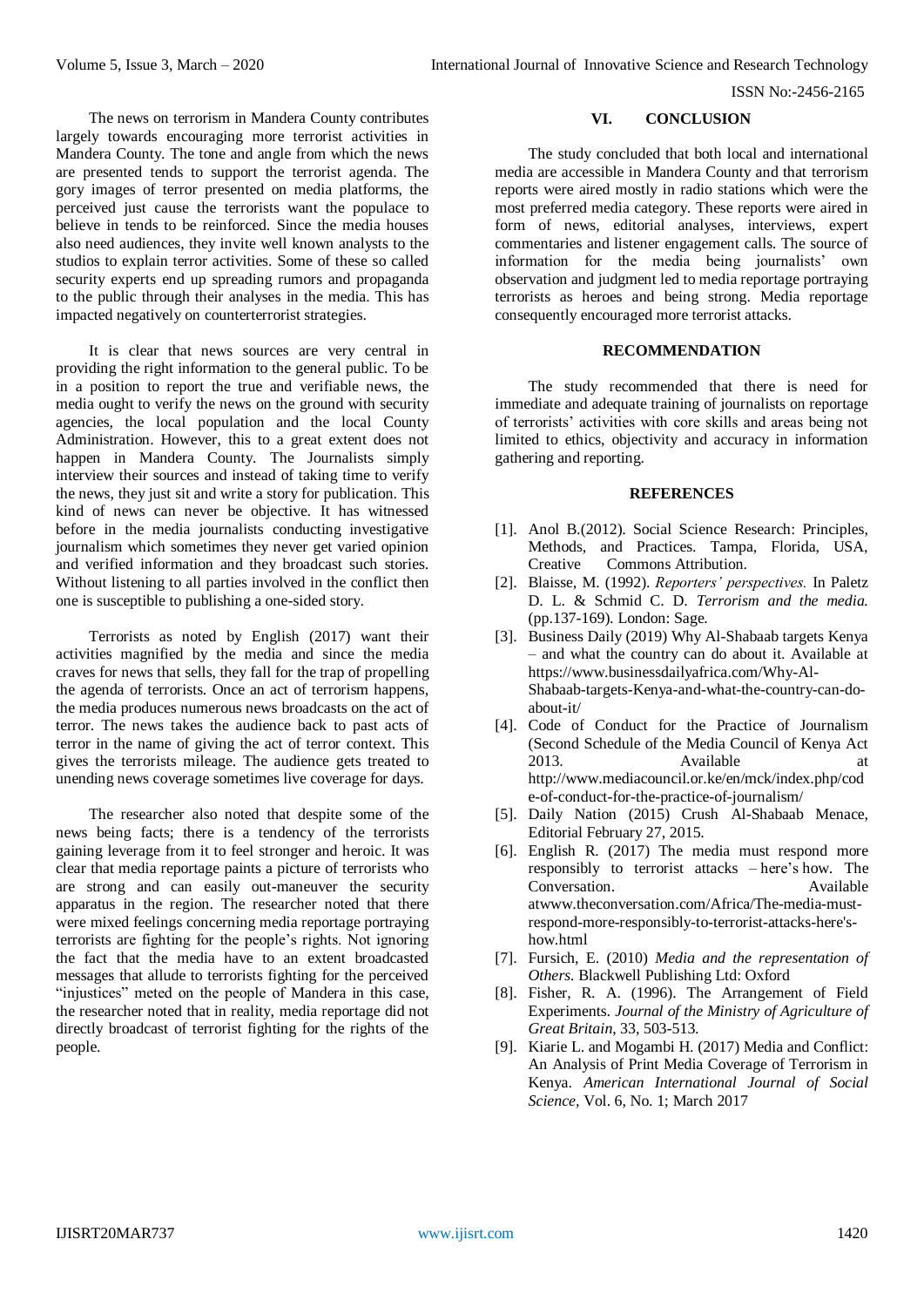The news on terrorism in Mandera County contributes largely towards encouraging more terrorist activities in Mandera County. The tone and angle from which the news are presented tends to support the terrorist agenda. The gory images of terror presented on media platforms, the perceived just cause the terrorists want the populace to believe in tends to be reinforced. Since the media houses also need audiences, they invite well known analysts to the studios to explain terror activities. Some of these so called security experts end up spreading rumors and propaganda to the public through their analyses in the media. This has impacted negatively on counterterrorist strategies.

It is clear that news sources are very central in providing the right information to the general public. To be in a position to report the true and verifiable news, the media ought to verify the news on the ground with security agencies, the local population and the local County Administration. However, this to a great extent does not happen in Mandera County. The Journalists simply interview their sources and instead of taking time to verify the news, they just sit and write a story for publication. This kind of news can never be objective. It has witnessed before in the media journalists conducting investigative journalism which sometimes they never get varied opinion and verified information and they broadcast such stories. Without listening to all parties involved in the conflict then one is susceptible to publishing a one-sided story.

Terrorists as noted by English (2017) want their activities magnified by the media and since the media craves for news that sells, they fall for the trap of propelling the agenda of terrorists. Once an act of terrorism happens, the media produces numerous news broadcasts on the act of terror. The news takes the audience back to past acts of terror in the name of giving the act of terror context. This gives the terrorists mileage. The audience gets treated to unending news coverage sometimes live coverage for days.

The researcher also noted that despite some of the news being facts; there is a tendency of the terrorists gaining leverage from it to feel stronger and heroic. It was clear that media reportage paints a picture of terrorists who are strong and can easily out-maneuver the security apparatus in the region. The researcher noted that there were mixed feelings concerning media reportage portraying terrorists are fighting for the people's rights. Not ignoring the fact that the media have to an extent broadcasted messages that allude to terrorists fighting for the perceived "injustices" meted on the people of Mandera in this case, the researcher noted that in reality, media reportage did not directly broadcast of terrorist fighting for the rights of the people.

## VI. CONCLUSION

The study concluded that both local and international media are accessible in Mandera County and that terrorism reports were aired mostly in radio stations which were the most preferred media category. These reports were aired in form of news, editorial analyses, interviews, expert commentaries and listener engagement calls. The source of information for the media being journalists' own observation and judgment led to media reportage portraying terrorists as heroes and being strong. Media reportage consequently encouraged more terrorist attacks.

## RECOMMENDATION

The study recommended that there is need for immediate and adequate training of journalists on reportage of terrorists' activities with core skills and areas being not limited to ethics, objectivity and accuracy in information gathering and reporting.

## REFERENCES

[1]. Anol B.(2012). Social Science Research: Principles, Methods, and Practices. Tampa, Florida, USA, Creative Commons Attribution.

[2]. Blaisse, M. (1992). *Reporters' perspectives.* In Paletz D. L. & Schmid C. D. *Terrorism and the media.* (pp.137-169). London: Sage.

[3]. Business Daily (2019) Why Al-Shabaab targets Kenya – and what the country can do about it. Available at https://www.businessdailyafrica.com/Why-Al-Shabaab-targets-Kenya-and-what-the-country-can-do-about-it/

[4]. Code of Conduct for the Practice of Journalism (Second Schedule of the Media Council of Kenya Act 2013. Available at http://www.mediacouncil.or.ke/en/mck/index.php/code-of-conduct-for-the-practice-of-journalism/

[5]. Daily Nation (2015) Crush Al-Shabaab Menace, Editorial February 27, 2015.

[6]. English R. (2017) The media must respond more responsibly to terrorist attacks – here's how. The Conversation. Available atwww.theconversation.com/Africa/The-media-must-respond-more-responsibly-to-terrorist-attacks-here's-how.html

[7]. Fursich, E. (2010) *Media and the representation of Others.* Blackwell Publishing Ltd: Oxford

[8]. Fisher, R. A. (1996). The Arrangement of Field Experiments. *Journal of the Ministry of Agriculture of Great Britain*, 33, 503-513.

[9]. Kiarie L. and Mogambi H. (2017) Media and Conflict: An Analysis of Print Media Coverage of Terrorism in Kenya. *American International Journal of Social Science,* Vol. 6, No. 1; March 2017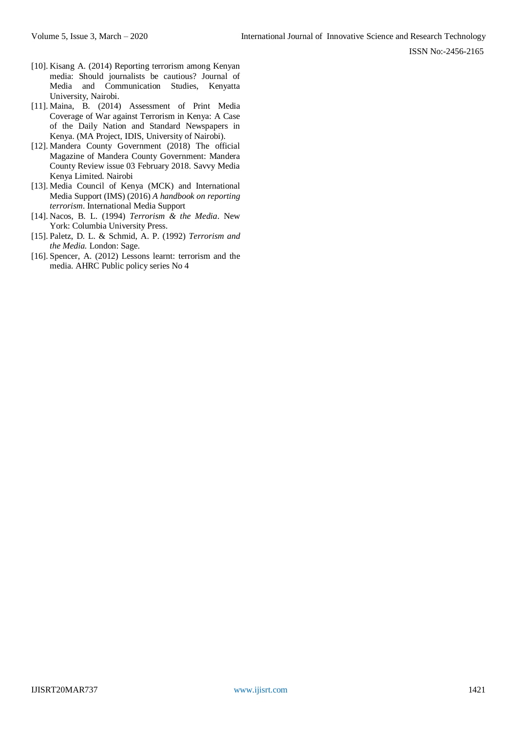[10]. Kisang A. (2014) Reporting terrorism among Kenyan media: Should journalists be cautious? Journal of Media and Communication Studies, Kenyatta University, Nairobi.

[11]. Maina, B. (2014) Assessment of Print Media Coverage of War against Terrorism in Kenya: A Case of the Daily Nation and Standard Newspapers in Kenya. (MA Project, IDIS, University of Nairobi).

[12]. Mandera County Government (2018) The official Magazine of Mandera County Government: Mandera County Review issue 03 February 2018. Savvy Media Kenya Limited. Nairobi

[13]. Media Council of Kenya (MCK) and International Media Support (IMS) (2016) *A handbook on reporting terrorism*. International Media Support

[14]. Nacos, B. L. (1994) *Terrorism & the Media*. New York: Columbia University Press.

[15]. Paletz, D. L. & Schmid, A. P. (1992) *Terrorism and the Media.* London: Sage.

[16]. Spencer, A. (2012) Lessons learnt: terrorism and the media. AHRC Public policy series No 4